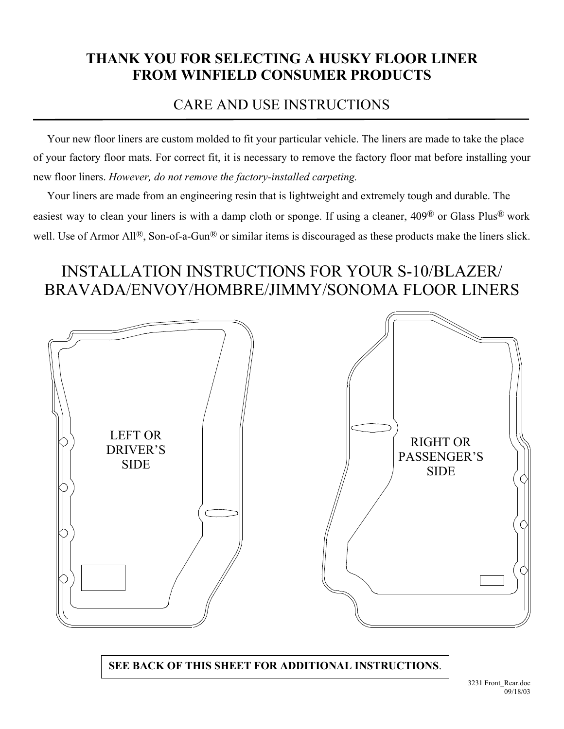# THANK YOU FOR SELECTING A HUSKY FLOOR LINER FROM WINFIELD CONSUMER PRODUCTS

## CARE AND USE INSTRUCTIONS

Your new floor liners are custom molded to fit your particular vehicle. The liners are made to take the place of your factory floor mats. For correct fit, it is necessary to remove the factory floor mat before installing your new floor liners. *However, do not remove the factory-installed carpeting.*

Your liners are made from an engineering resin that is lightweight and extremely tough and durable. The easiest way to clean your liners is with a damp cloth or sponge. If using a cleaner, 409® or Glass Plus® work well. Use of Armor All®, Son-of-a-Gun® or similar items is discouraged as these products make the liners slick.

## INSTALLATION INSTRUCTIONS FOR YOUR S-10/BLAZER/ BRAVADA/ENVOY/HOMBRE/JIMMY/SONOMA FLOOR LINERS

LEFT OR DRIVER'S SIDE

RIGHT OR PASSENGER'S SIDE

**SEE BACK OF THIS SHEET FOR ADDITIONAL INSTRUCTIONS**.

3231 Front_Rear.doc
09/18/03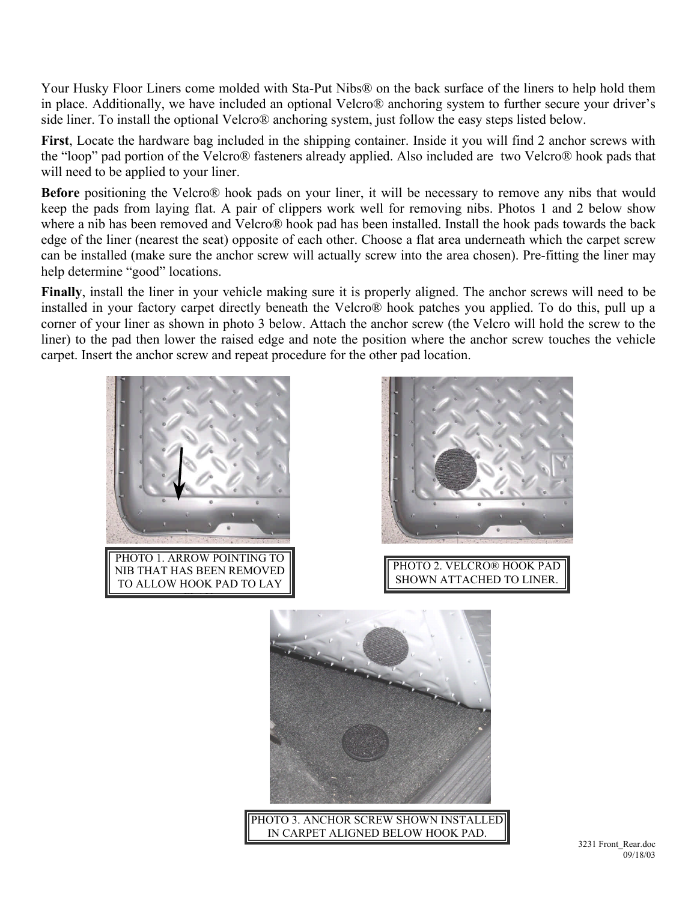Your Husky Floor Liners come molded with Sta-Put Nibs® on the back surface of the liners to help hold them in place. Additionally, we have included an optional Velcro® anchoring system to further secure your driver's side liner. To install the optional Velcro® anchoring system, just follow the easy steps listed below.

**First**, Locate the hardware bag included in the shipping container. Inside it you will find 2 anchor screws with the "loop" pad portion of the Velcro® fasteners already applied. Also included are two Velcro® hook pads that will need to be applied to your liner.

**Before** positioning the Velcro® hook pads on your liner, it will be necessary to remove any nibs that would keep the pads from laying flat. A pair of clippers work well for removing nibs. Photos 1 and 2 below show where a nib has been removed and Velcro® hook pad has been installed. Install the hook pads towards the back edge of the liner (nearest the seat) opposite of each other. Choose a flat area underneath which the carpet screw can be installed (make sure the anchor screw will actually screw into the area chosen). Pre-fitting the liner may help determine "good" locations.

**Finally**, install the liner in your vehicle making sure it is properly aligned. The anchor screws will need to be installed in your factory carpet directly beneath the Velcro® hook patches you applied. To do this, pull up a corner of your liner as shown in photo 3 below. Attach the anchor screw (the Velcro will hold the screw to the liner) to the pad then lower the raised edge and note the position where the anchor screw touches the vehicle carpet. Insert the anchor screw and repeat procedure for the other pad location.

PHOTO 1. ARROW POINTING TO NIB THAT HAS BEEN REMOVED TO ALLOW HOOK PAD TO LAY

PHOTO 2. VELCRO® HOOK PAD SHOWN ATTACHED TO LINER.

PHOTO 3. ANCHOR SCREW SHOWN INSTALLED IN CARPET ALIGNED BELOW HOOK PAD.

3231 Front_Rear.doc
09/18/03